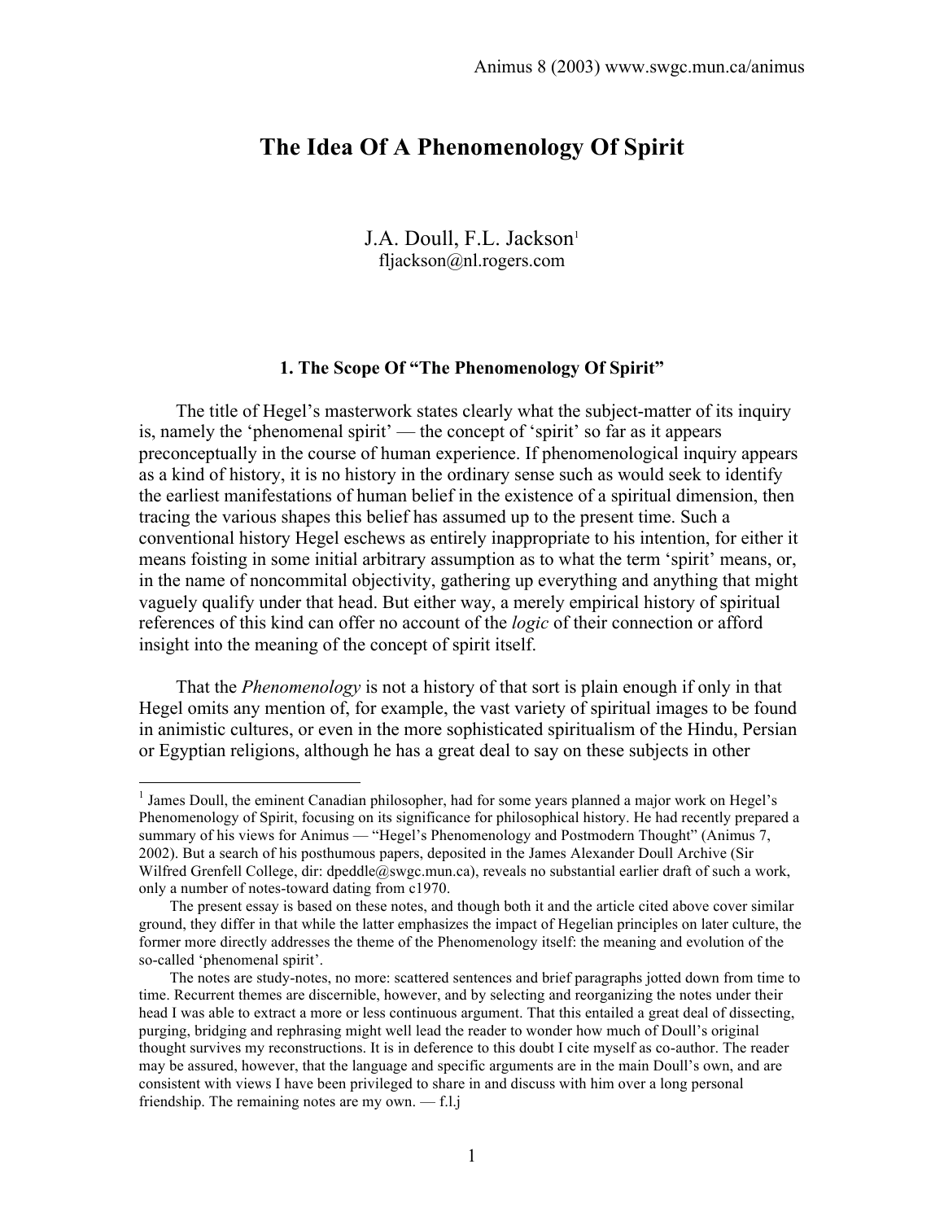# The Idea Of A Phenomenology Of Spirit

J.A. Doull, F.L. Jackson[1]
fljackson@nl.rogers.com

## 1. The Scope Of "The Phenomenology Of Spirit"

The title of Hegel's masterwork states clearly what the subject-matter of its inquiry is, namely the 'phenomenal spirit' — the concept of 'spirit' so far as it appears preconceptually in the course of human experience. If phenomenological inquiry appears as a kind of history, it is no history in the ordinary sense such as would seek to identify the earliest manifestations of human belief in the existence of a spiritual dimension, then tracing the various shapes this belief has assumed up to the present time. Such a conventional history Hegel eschews as entirely inappropriate to his intention, for either it means foisting in some initial arbitrary assumption as to what the term 'spirit' means, or, in the name of noncommital objectivity, gathering up everything and anything that might vaguely qualify under that head. But either way, a merely empirical history of spiritual references of this kind can offer no account of the *logic* of their connection or afford insight into the meaning of the concept of spirit itself.

That the *Phenomenology* is not a history of that sort is plain enough if only in that Hegel omits any mention of, for example, the vast variety of spiritual images to be found in animistic cultures, or even in the more sophisticated spiritualism of the Hindu, Persian or Egyptian religions, although he has a great deal to say on these subjects in other

---

[1] James Doull, the eminent Canadian philosopher, had for some years planned a major work on Hegel's Phenomenology of Spirit, focusing on its significance for philosophical history. He had recently prepared a summary of his views for Animus — "Hegel's Phenomenology and Postmodern Thought" (Animus 7, 2002). But a search of his posthumous papers, deposited in the James Alexander Doull Archive (Sir Wilfred Grenfell College, dir: dpeddle@swgc.mun.ca), reveals no substantial earlier draft of such a work, only a number of notes-toward dating from c1970.

The present essay is based on these notes, and though both it and the article cited above cover similar ground, they differ in that while the latter emphasizes the impact of Hegelian principles on later culture, the former more directly addresses the theme of the Phenomenology itself: the meaning and evolution of the so-called 'phenomenal spirit'.

The notes are study-notes, no more: scattered sentences and brief paragraphs jotted down from time to time. Recurrent themes are discernible, however, and by selecting and reorganizing the notes under their head I was able to extract a more or less continuous argument. That this entailed a great deal of dissecting, purging, bridging and rephrasing might well lead the reader to wonder how much of Doull's original thought survives my reconstructions. It is in deference to this doubt I cite myself as co-author. The reader may be assured, however, that the language and specific arguments are in the main Doull's own, and are consistent with views I have been privileged to share in and discuss with him over a long personal friendship. The remaining notes are my own. — f.l.j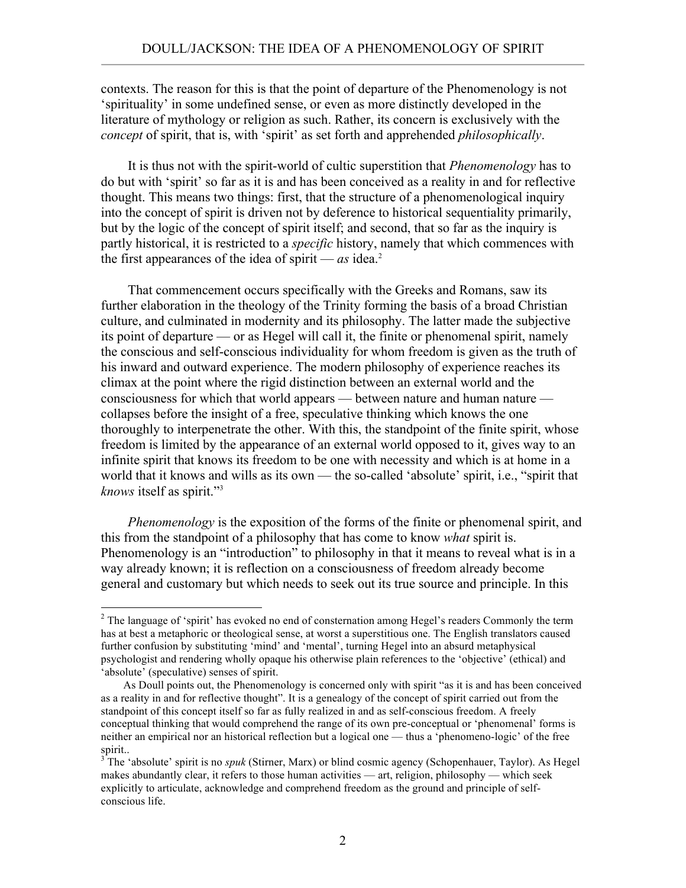contexts. The reason for this is that the point of departure of the Phenomenology is not 'spirituality' in some undefined sense, or even as more distinctly developed in the literature of mythology or religion as such. Rather, its concern is exclusively with the *concept* of spirit, that is, with 'spirit' as set forth and apprehended *philosophically*.

It is thus not with the spirit-world of cultic superstition that *Phenomenology* has to do but with 'spirit' so far as it is and has been conceived as a reality in and for reflective thought. This means two things: first, that the structure of a phenomenological inquiry into the concept of spirit is driven not by deference to historical sequentiality primarily, but by the logic of the concept of spirit itself; and second, that so far as the inquiry is partly historical, it is restricted to a *specific* history, namely that which commences with the first appearances of the idea of spirit — *as* idea.[2]

That commencement occurs specifically with the Greeks and Romans, saw its further elaboration in the theology of the Trinity forming the basis of a broad Christian culture, and culminated in modernity and its philosophy. The latter made the subjective its point of departure — or as Hegel will call it, the finite or phenomenal spirit, namely the conscious and self-conscious individuality for whom freedom is given as the truth of his inward and outward experience. The modern philosophy of experience reaches its climax at the point where the rigid distinction between an external world and the consciousness for which that world appears — between nature and human nature — collapses before the insight of a free, speculative thinking which knows the one thoroughly to interpenetrate the other. With this, the standpoint of the finite spirit, whose freedom is limited by the appearance of an external world opposed to it, gives way to an infinite spirit that knows its freedom to be one with necessity and which is at home in a world that it knows and wills as its own — the so-called 'absolute' spirit, i.e., "spirit that *knows* itself as spirit."[3]

*Phenomenology* is the exposition of the forms of the finite or phenomenal spirit, and this from the standpoint of a philosophy that has come to know *what* spirit is. Phenomenology is an "introduction" to philosophy in that it means to reveal what is in a way already known; it is reflection on a consciousness of freedom already become general and customary but which needs to seek out its true source and principle. In this

---

[2] The language of 'spirit' has evoked no end of consternation among Hegel's readers Commonly the term has at best a metaphoric or theological sense, at worst a superstitious one. The English translators caused further confusion by substituting 'mind' and 'mental', turning Hegel into an absurd metaphysical psychologist and rendering wholly opaque his otherwise plain references to the 'objective' (ethical) and 'absolute' (speculative) senses of spirit.

As Doull points out, the Phenomenology is concerned only with spirit "as it is and has been conceived as a reality in and for reflective thought". It is a genealogy of the concept of spirit carried out from the standpoint of this concept itself so far as fully realized in and as self-conscious freedom. A freely conceptual thinking that would comprehend the range of its own pre-conceptual or 'phenomenal' forms is neither an empirical nor an historical reflection but a logical one — thus a 'phenomeno-logic' of the free spirit..

[3] The 'absolute' spirit is no *spuk* (Stirner, Marx) or blind cosmic agency (Schopenhauer, Taylor). As Hegel makes abundantly clear, it refers to those human activities — art, religion, philosophy — which seek explicitly to articulate, acknowledge and comprehend freedom as the ground and principle of self-conscious life.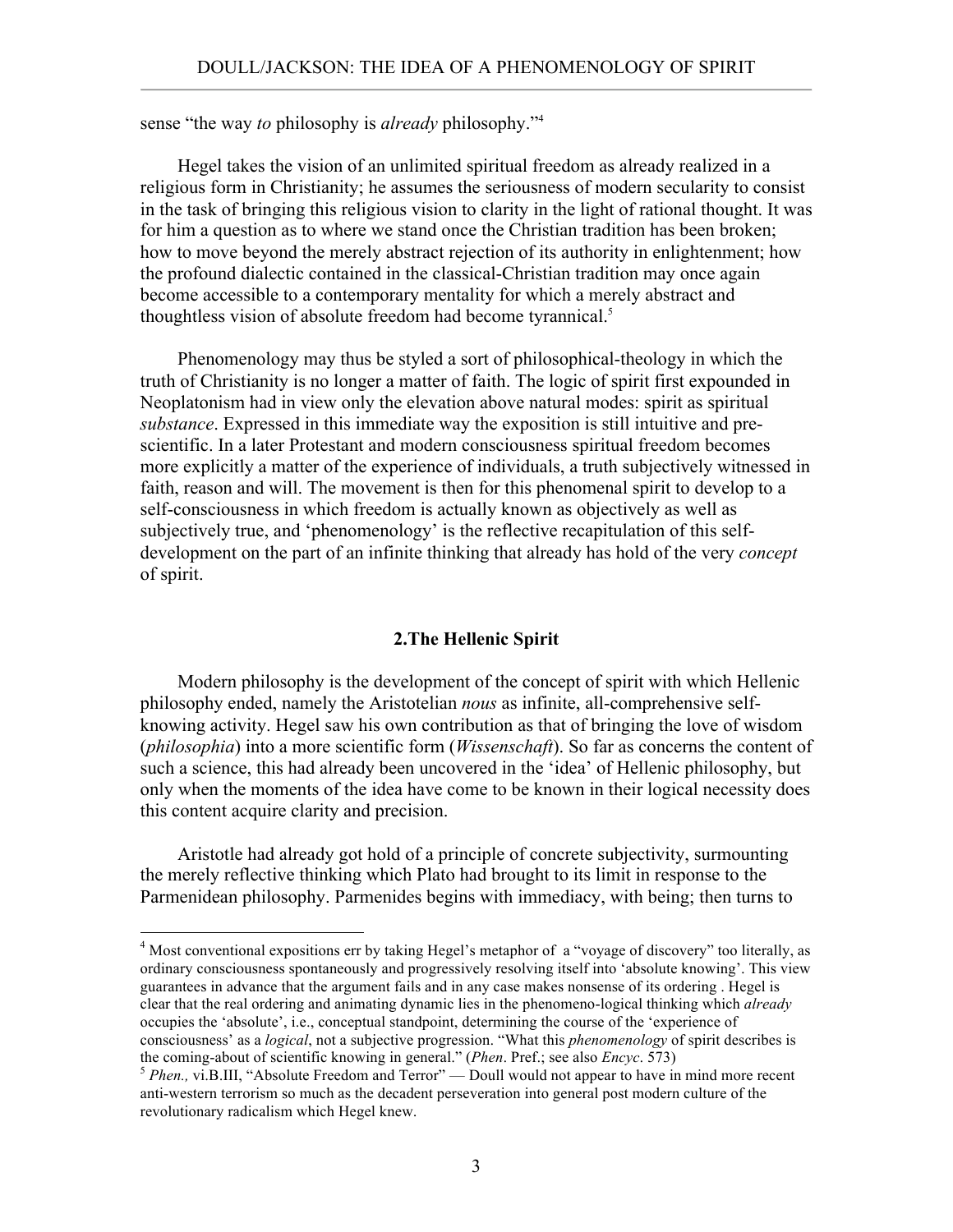sense "the way *to* philosophy is *already* philosophy."[4]

Hegel takes the vision of an unlimited spiritual freedom as already realized in a religious form in Christianity; he assumes the seriousness of modern secularity to consist in the task of bringing this religious vision to clarity in the light of rational thought. It was for him a question as to where we stand once the Christian tradition has been broken; how to move beyond the merely abstract rejection of its authority in enlightenment; how the profound dialectic contained in the classical-Christian tradition may once again become accessible to a contemporary mentality for which a merely abstract and thoughtless vision of absolute freedom had become tyrannical.[5]

Phenomenology may thus be styled a sort of philosophical-theology in which the truth of Christianity is no longer a matter of faith. The logic of spirit first expounded in Neoplatonism had in view only the elevation above natural modes: spirit as spiritual *substance*. Expressed in this immediate way the exposition is still intuitive and pre-scientific. In a later Protestant and modern consciousness spiritual freedom becomes more explicitly a matter of the experience of individuals, a truth subjectively witnessed in faith, reason and will. The movement is then for this phenomenal spirit to develop to a self-consciousness in which freedom is actually known as objectively as well as subjectively true, and 'phenomenology' is the reflective recapitulation of this self-development on the part of an infinite thinking that already has hold of the very *concept* of spirit.

## 2.The Hellenic Spirit

Modern philosophy is the development of the concept of spirit with which Hellenic philosophy ended, namely the Aristotelian *nous* as infinite, all-comprehensive self-knowing activity. Hegel saw his own contribution as that of bringing the love of wisdom (*philosophia*) into a more scientific form (*Wissenschaft*). So far as concerns the content of such a science, this had already been uncovered in the 'idea' of Hellenic philosophy, but only when the moments of the idea have come to be known in their logical necessity does this content acquire clarity and precision.

Aristotle had already got hold of a principle of concrete subjectivity, surmounting the merely reflective thinking which Plato had brought to its limit in response to the Parmenidean philosophy. Parmenides begins with immediacy, with being; then turns to

---

[4] Most conventional expositions err by taking Hegel's metaphor of a "voyage of discovery" too literally, as ordinary consciousness spontaneously and progressively resolving itself into 'absolute knowing'. This view guarantees in advance that the argument fails and in any case makes nonsense of its ordering . Hegel is clear that the real ordering and animating dynamic lies in the phenomeno-logical thinking which *already* occupies the 'absolute', i.e., conceptual standpoint, determining the course of the 'experience of consciousness' as a *logical*, not a subjective progression. "What this *phenomenology* of spirit describes is the coming-about of scientific knowing in general." (*Phen*. Pref.; see also *Encyc*. 573)

[5] *Phen.,* vi.B.III, "Absolute Freedom and Terror" — Doull would not appear to have in mind more recent anti-western terrorism so much as the decadent perseveration into general post modern culture of the revolutionary radicalism which Hegel knew.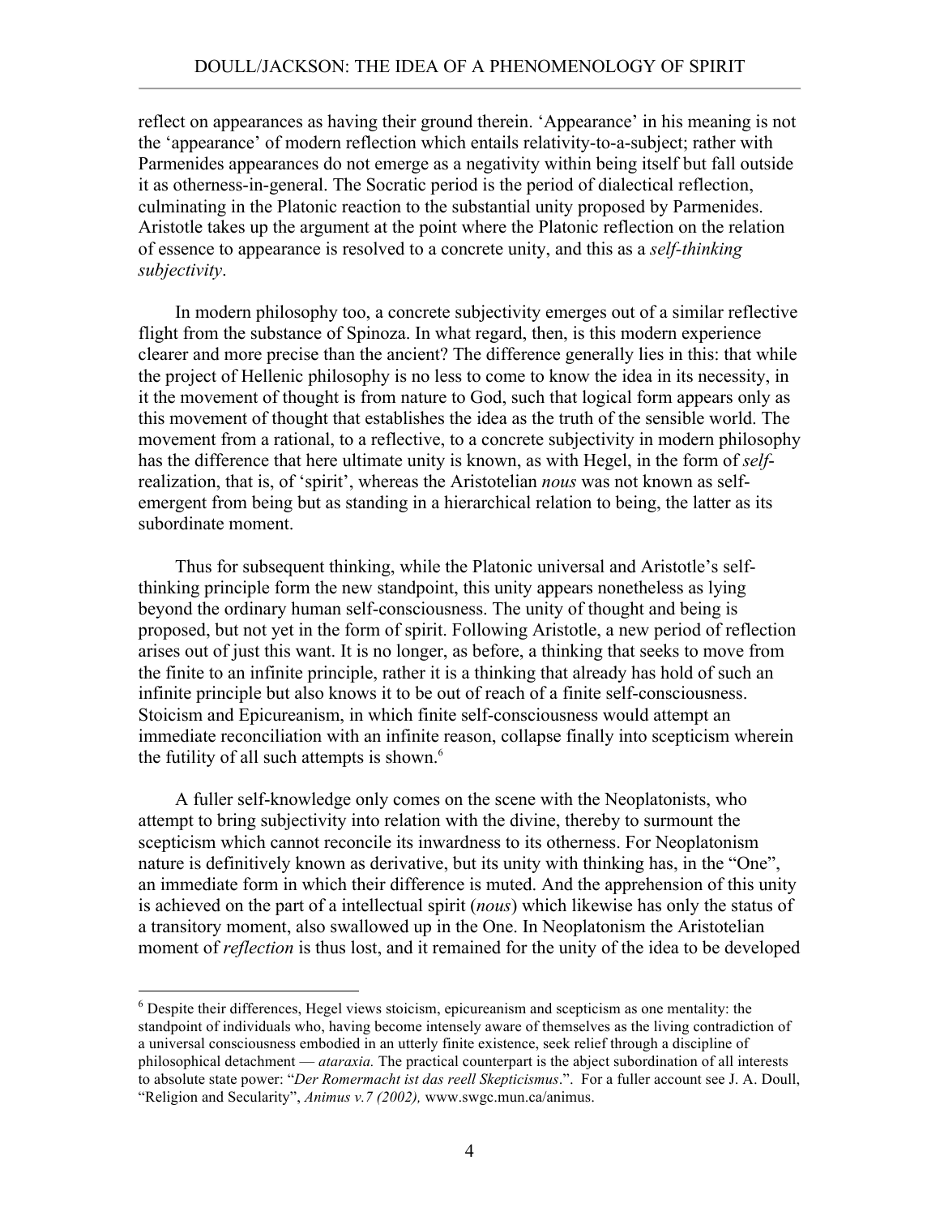reflect on appearances as having their ground therein. 'Appearance' in his meaning is not the 'appearance' of modern reflection which entails relativity-to-a-subject; rather with Parmenides appearances do not emerge as a negativity within being itself but fall outside it as otherness-in-general. The Socratic period is the period of dialectical reflection, culminating in the Platonic reaction to the substantial unity proposed by Parmenides. Aristotle takes up the argument at the point where the Platonic reflection on the relation of essence to appearance is resolved to a concrete unity, and this as a *self-thinking subjectivity*.

In modern philosophy too, a concrete subjectivity emerges out of a similar reflective flight from the substance of Spinoza. In what regard, then, is this modern experience clearer and more precise than the ancient? The difference generally lies in this: that while the project of Hellenic philosophy is no less to come to know the idea in its necessity, in it the movement of thought is from nature to God, such that logical form appears only as this movement of thought that establishes the idea as the truth of the sensible world. The movement from a rational, to a reflective, to a concrete subjectivity in modern philosophy has the difference that here ultimate unity is known, as with Hegel, in the form of *self*-realization, that is, of 'spirit', whereas the Aristotelian *nous* was not known as self-emergent from being but as standing in a hierarchical relation to being, the latter as its subordinate moment.

Thus for subsequent thinking, while the Platonic universal and Aristotle's self-thinking principle form the new standpoint, this unity appears nonetheless as lying beyond the ordinary human self-consciousness. The unity of thought and being is proposed, but not yet in the form of spirit. Following Aristotle, a new period of reflection arises out of just this want. It is no longer, as before, a thinking that seeks to move from the finite to an infinite principle, rather it is a thinking that already has hold of such an infinite principle but also knows it to be out of reach of a finite self-consciousness. Stoicism and Epicureanism, in which finite self-consciousness would attempt an immediate reconciliation with an infinite reason, collapse finally into scepticism wherein the futility of all such attempts is shown.[6]

A fuller self-knowledge only comes on the scene with the Neoplatonists, who attempt to bring subjectivity into relation with the divine, thereby to surmount the scepticism which cannot reconcile its inwardness to its otherness. For Neoplatonism nature is definitively known as derivative, but its unity with thinking has, in the "One", an immediate form in which their difference is muted. And the apprehension of this unity is achieved on the part of a intellectual spirit (*nous*) which likewise has only the status of a transitory moment, also swallowed up in the One. In Neoplatonism the Aristotelian moment of *reflection* is thus lost, and it remained for the unity of the idea to be developed

---

[6] Despite their differences, Hegel views stoicism, epicureanism and scepticism as one mentality: the standpoint of individuals who, having become intensely aware of themselves as the living contradiction of a universal consciousness embodied in an utterly finite existence, seek relief through a discipline of philosophical detachment — *ataraxia.* The practical counterpart is the abject subordination of all interests to absolute state power: "*Der Romermacht ist das reell Skepticismus*.". For a fuller account see J. A. Doull, "Religion and Secularity", *Animus v.7 (2002),* www.swgc.mun.ca/animus.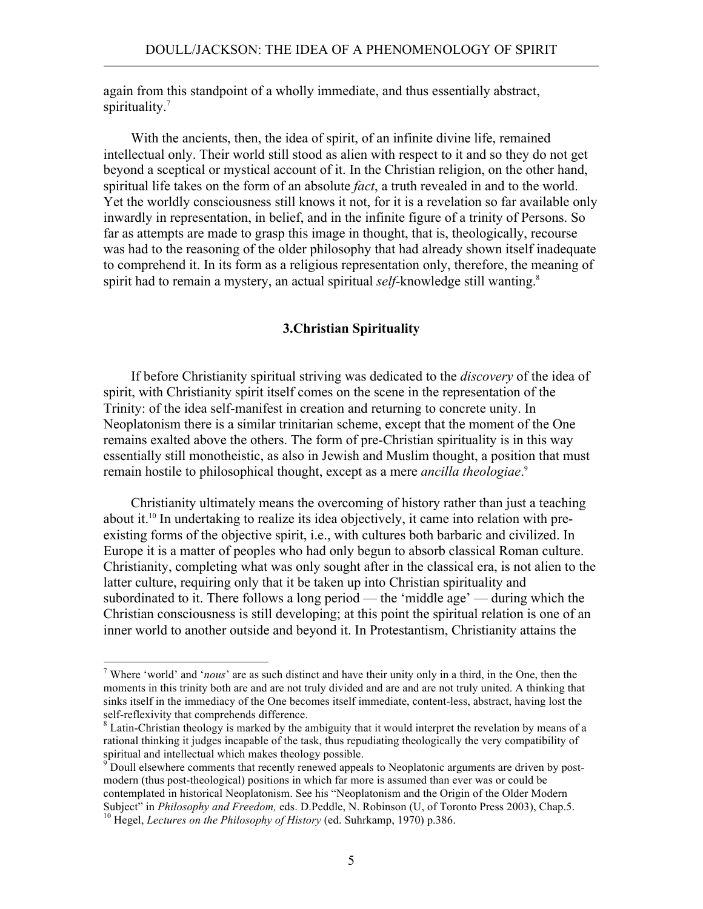again from this standpoint of a wholly immediate, and thus essentially abstract, spirituality.[7]

With the ancients, then, the idea of spirit, of an infinite divine life, remained intellectual only. Their world still stood as alien with respect to it and so they do not get beyond a sceptical or mystical account of it. In the Christian religion, on the other hand, spiritual life takes on the form of an absolute *fact*, a truth revealed in and to the world. Yet the worldly consciousness still knows it not, for it is a revelation so far available only inwardly in representation, in belief, and in the infinite figure of a trinity of Persons. So far as attempts are made to grasp this image in thought, that is, theologically, recourse was had to the reasoning of the older philosophy that had already shown itself inadequate to comprehend it. In its form as a religious representation only, therefore, the meaning of spirit had to remain a mystery, an actual spiritual *self*-knowledge still wanting.[8]

### 3.Christian Spirituality

If before Christianity spiritual striving was dedicated to the *discovery* of the idea of spirit, with Christianity spirit itself comes on the scene in the representation of the Trinity: of the idea self-manifest in creation and returning to concrete unity. In Neoplatonism there is a similar trinitarian scheme, except that the moment of the One remains exalted above the others. The form of pre-Christian spirituality is in this way essentially still monotheistic, as also in Jewish and Muslim thought, a position that must remain hostile to philosophical thought, except as a mere *ancilla theologiae*.[9]

Christianity ultimately means the overcoming of history rather than just a teaching about it.[10] In undertaking to realize its idea objectively, it came into relation with pre-existing forms of the objective spirit, i.e., with cultures both barbaric and civilized. In Europe it is a matter of peoples who had only begun to absorb classical Roman culture. Christianity, completing what was only sought after in the classical era, is not alien to the latter culture, requiring only that it be taken up into Christian spirituality and subordinated to it. There follows a long period — the 'middle age' — during which the Christian consciousness is still developing; at this point the spiritual relation is one of an inner world to another outside and beyond it. In Protestantism, Christianity attains the

---

[7] Where 'world' and '*nous*' are as such distinct and have their unity only in a third, in the One, then the moments in this trinity both are and are not truly divided and are and are not truly united. A thinking that sinks itself in the immediacy of the One becomes itself immediate, content-less, abstract, having lost the self-reflexivity that comprehends difference.

[8] Latin-Christian theology is marked by the ambiguity that it would interpret the revelation by means of a rational thinking it judges incapable of the task, thus repudiating theologically the very compatibility of spiritual and intellectual which makes theology possible.

[9] Doull elsewhere comments that recently renewed appeals to Neoplatonic arguments are driven by post-modern (thus post-theological) positions in which far more is assumed than ever was or could be contemplated in historical Neoplatonism. See his "Neoplatonism and the Origin of the Older Modern Subject" in *Philosophy and Freedom,* eds. D.Peddle, N. Robinson (U, of Toronto Press 2003), Chap.5.

[10] Hegel, *Lectures on the Philosophy of History* (ed. Suhrkamp, 1970) p.386.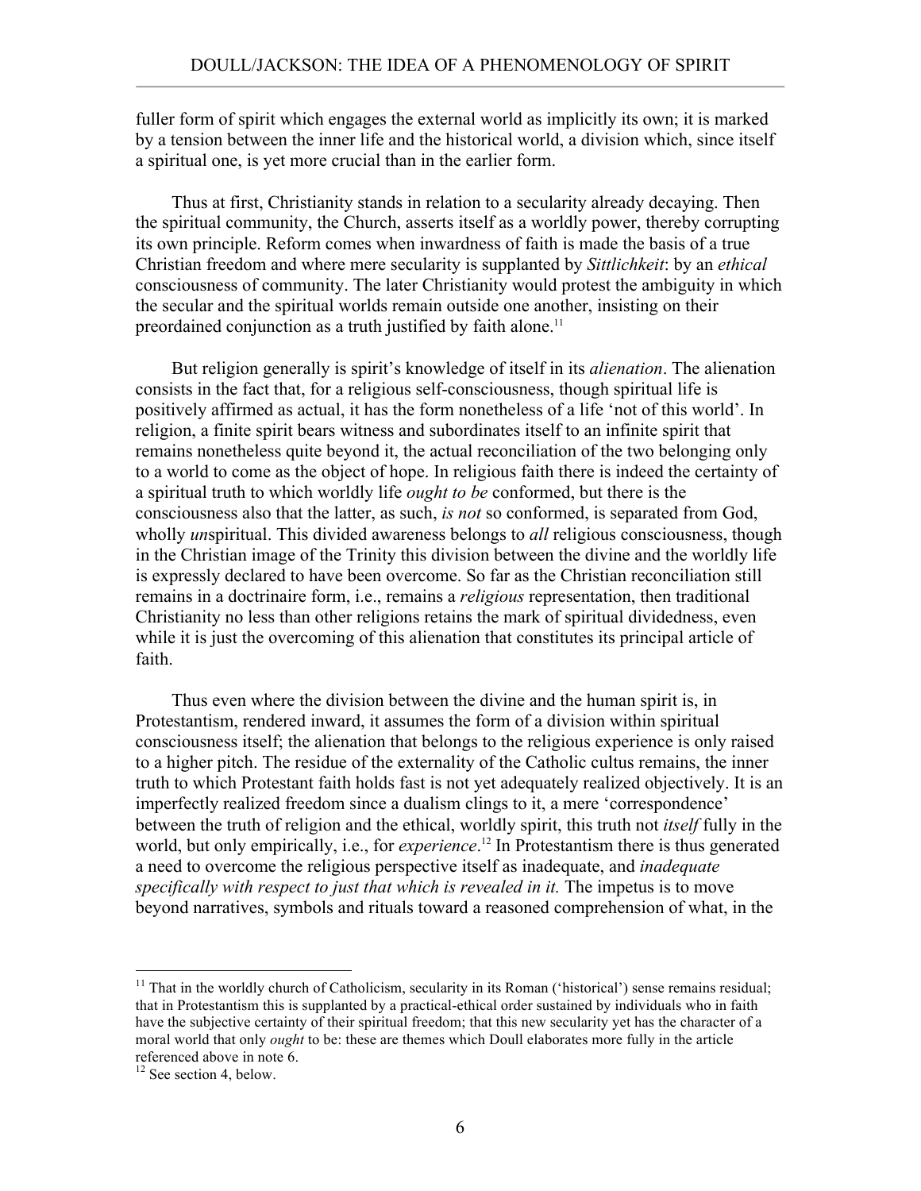fuller form of spirit which engages the external world as implicitly its own; it is marked by a tension between the inner life and the historical world, a division which, since itself a spiritual one, is yet more crucial than in the earlier form.

Thus at first, Christianity stands in relation to a secularity already decaying. Then the spiritual community, the Church, asserts itself as a worldly power, thereby corrupting its own principle. Reform comes when inwardness of faith is made the basis of a true Christian freedom and where mere secularity is supplanted by *Sittlichkeit*: by an *ethical* consciousness of community. The later Christianity would protest the ambiguity in which the secular and the spiritual worlds remain outside one another, insisting on their preordained conjunction as a truth justified by faith alone.[11]

But religion generally is spirit's knowledge of itself in its *alienation*. The alienation consists in the fact that, for a religious self-consciousness, though spiritual life is positively affirmed as actual, it has the form nonetheless of a life 'not of this world'. In religion, a finite spirit bears witness and subordinates itself to an infinite spirit that remains nonetheless quite beyond it, the actual reconciliation of the two belonging only to a world to come as the object of hope. In religious faith there is indeed the certainty of a spiritual truth to which worldly life *ought to be* conformed, but there is the consciousness also that the latter, as such, *is not* so conformed, is separated from God, wholly *un*spiritual. This divided awareness belongs to *all* religious consciousness, though in the Christian image of the Trinity this division between the divine and the worldly life is expressly declared to have been overcome. So far as the Christian reconciliation still remains in a doctrinaire form, i.e., remains a *religious* representation, then traditional Christianity no less than other religions retains the mark of spiritual dividedness, even while it is just the overcoming of this alienation that constitutes its principal article of faith.

Thus even where the division between the divine and the human spirit is, in Protestantism, rendered inward, it assumes the form of a division within spiritual consciousness itself; the alienation that belongs to the religious experience is only raised to a higher pitch. The residue of the externality of the Catholic cultus remains, the inner truth to which Protestant faith holds fast is not yet adequately realized objectively. It is an imperfectly realized freedom since a dualism clings to it, a mere 'correspondence' between the truth of religion and the ethical, worldly spirit, this truth not *itself* fully in the world, but only empirically, i.e., for *experience*.[12] In Protestantism there is thus generated a need to overcome the religious perspective itself as inadequate, and *inadequate specifically with respect to just that which is revealed in it.* The impetus is to move beyond narratives, symbols and rituals toward a reasoned comprehension of what, in the

---

[11] That in the worldly church of Catholicism, secularity in its Roman ('historical') sense remains residual; that in Protestantism this is supplanted by a practical-ethical order sustained by individuals who in faith have the subjective certainty of their spiritual freedom; that this new secularity yet has the character of a moral world that only *ought* to be: these are themes which Doull elaborates more fully in the article referenced above in note 6.

[12] See section 4, below.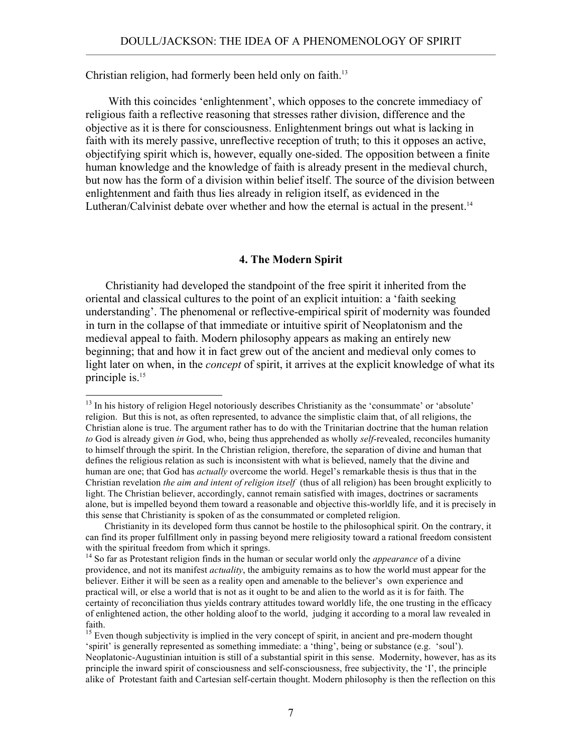Christian religion, had formerly been held only on faith.[13]

With this coincides 'enlightenment', which opposes to the concrete immediacy of religious faith a reflective reasoning that stresses rather division, difference and the objective as it is there for consciousness. Enlightenment brings out what is lacking in faith with its merely passive, unreflective reception of truth; to this it opposes an active, objectifying spirit which is, however, equally one-sided. The opposition between a finite human knowledge and the knowledge of faith is already present in the medieval church, but now has the form of a division within belief itself. The source of the division between enlightenment and faith thus lies already in religion itself, as evidenced in the Lutheran/Calvinist debate over whether and how the eternal is actual in the present.[14]

## 4. The Modern Spirit

Christianity had developed the standpoint of the free spirit it inherited from the oriental and classical cultures to the point of an explicit intuition: a 'faith seeking understanding'. The phenomenal or reflective-empirical spirit of modernity was founded in turn in the collapse of that immediate or intuitive spirit of Neoplatonism and the medieval appeal to faith. Modern philosophy appears as making an entirely new beginning; that and how it in fact grew out of the ancient and medieval only comes to light later on when, in the *concept* of spirit, it arrives at the explicit knowledge of what its principle is.[15]

---

[13] In his history of religion Hegel notoriously describes Christianity as the 'consummate' or 'absolute' religion. But this is not, as often represented, to advance the simplistic claim that, of all religions, the Christian alone is true. The argument rather has to do with the Trinitarian doctrine that the human relation *to* God is already given *in* God, who, being thus apprehended as wholly *self*-revealed, reconciles humanity to himself through the spirit. In the Christian religion, therefore, the separation of divine and human that defines the religious relation as such is inconsistent with what is believed, namely that the divine and human are one; that God has *actually* overcome the world. Hegel's remarkable thesis is thus that in the Christian revelation *the aim and intent of religion itself* (thus of all religion) has been brought explicitly to light. The Christian believer, accordingly, cannot remain satisfied with images, doctrines or sacraments alone, but is impelled beyond them toward a reasonable and objective this-worldly life, and it is precisely in this sense that Christianity is spoken of as the consummated or completed religion.

Christianity in its developed form thus cannot be hostile to the philosophical spirit. On the contrary, it can find its proper fulfillment only in passing beyond mere religiosity toward a rational freedom consistent with the spiritual freedom from which it springs.

[14] So far as Protestant religion finds in the human or secular world only the *appearance* of a divine providence, and not its manifest *actuality*, the ambiguity remains as to how the world must appear for the believer. Either it will be seen as a reality open and amenable to the believer's own experience and practical will, or else a world that is not as it ought to be and alien to the world as it is for faith. The certainty of reconciliation thus yields contrary attitudes toward worldly life, the one trusting in the efficacy of enlightened action, the other holding aloof to the world, judging it according to a moral law revealed in faith.

[15] Even though subjectivity is implied in the very concept of spirit, in ancient and pre-modern thought 'spirit' is generally represented as something immediate: a 'thing', being or substance (e.g. 'soul'). Neoplatonic-Augustinian intuition is still of a substantial spirit in this sense. Modernity, however, has as its principle the inward spirit of consciousness and self-consciousness, free subjectivity, the 'I', the principle alike of Protestant faith and Cartesian self-certain thought. Modern philosophy is then the reflection on this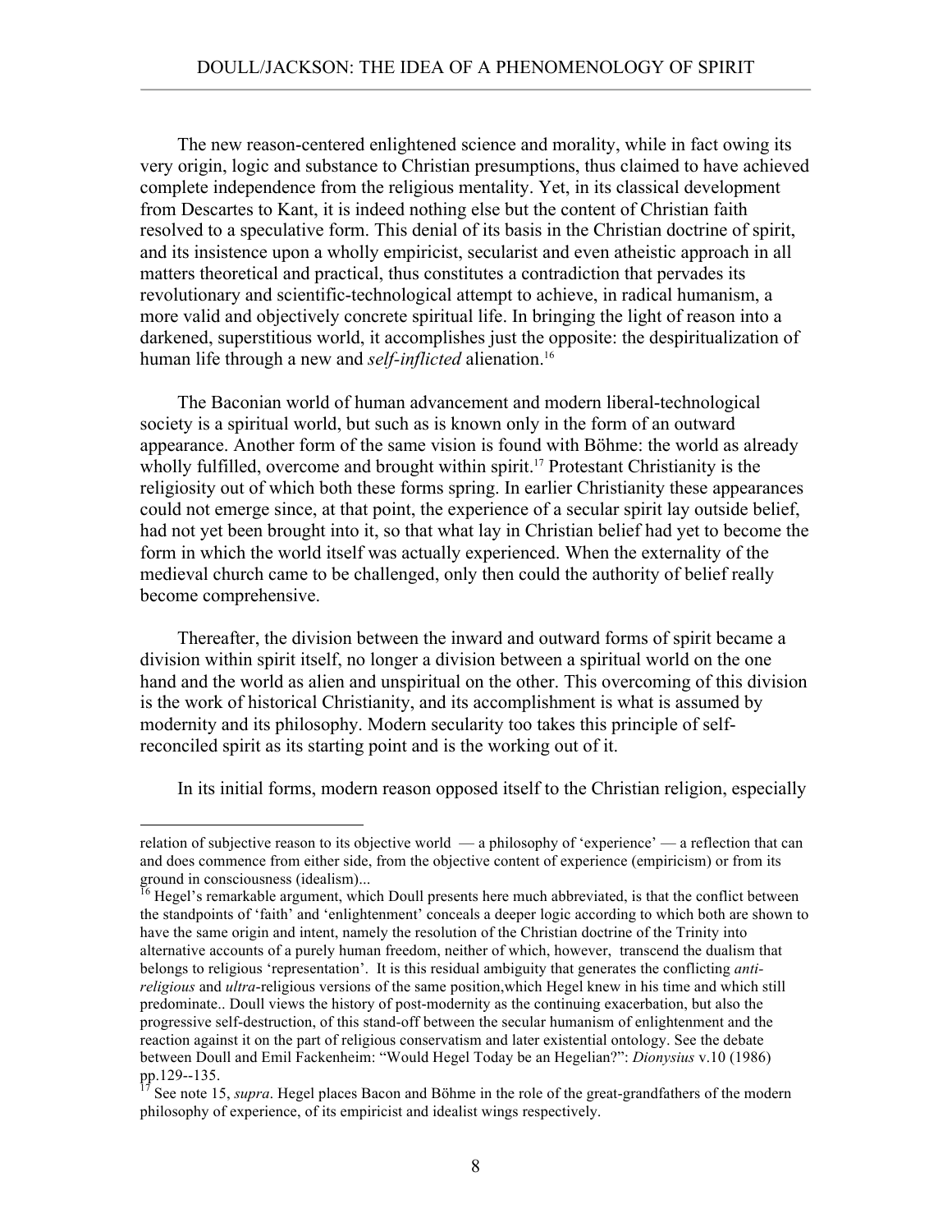The new reason-centered enlightened science and morality, while in fact owing its very origin, logic and substance to Christian presumptions, thus claimed to have achieved complete independence from the religious mentality. Yet, in its classical development from Descartes to Kant, it is indeed nothing else but the content of Christian faith resolved to a speculative form. This denial of its basis in the Christian doctrine of spirit, and its insistence upon a wholly empiricist, secularist and even atheistic approach in all matters theoretical and practical, thus constitutes a contradiction that pervades its revolutionary and scientific-technological attempt to achieve, in radical humanism, a more valid and objectively concrete spiritual life. In bringing the light of reason into a darkened, superstitious world, it accomplishes just the opposite: the despiritualization of human life through a new and *self-inflicted* alienation.[16]

The Baconian world of human advancement and modern liberal-technological society is a spiritual world, but such as is known only in the form of an outward appearance. Another form of the same vision is found with Böhme: the world as already wholly fulfilled, overcome and brought within spirit.[17] Protestant Christianity is the religiosity out of which both these forms spring. In earlier Christianity these appearances could not emerge since, at that point, the experience of a secular spirit lay outside belief, had not yet been brought into it, so that what lay in Christian belief had yet to become the form in which the world itself was actually experienced. When the externality of the medieval church came to be challenged, only then could the authority of belief really become comprehensive.

Thereafter, the division between the inward and outward forms of spirit became a division within spirit itself, no longer a division between a spiritual world on the one hand and the world as alien and unspiritual on the other. This overcoming of this division is the work of historical Christianity, and its accomplishment is what is assumed by modernity and its philosophy. Modern secularity too takes this principle of self-reconciled spirit as its starting point and is the working out of it.

In its initial forms, modern reason opposed itself to the Christian religion, especially

---

relation of subjective reason to its objective world — a philosophy of 'experience' — a reflection that can and does commence from either side, from the objective content of experience (empiricism) or from its ground in consciousness (idealism)...

[16] Hegel's remarkable argument, which Doull presents here much abbreviated, is that the conflict between the standpoints of 'faith' and 'enlightenment' conceals a deeper logic according to which both are shown to have the same origin and intent, namely the resolution of the Christian doctrine of the Trinity into alternative accounts of a purely human freedom, neither of which, however, transcend the dualism that belongs to religious 'representation'. It is this residual ambiguity that generates the conflicting *anti-religious* and *ultra*-religious versions of the same position,which Hegel knew in his time and which still predominate.. Doull views the history of post-modernity as the continuing exacerbation, but also the progressive self-destruction, of this stand-off between the secular humanism of enlightenment and the reaction against it on the part of religious conservatism and later existential ontology. See the debate between Doull and Emil Fackenheim: "Would Hegel Today be an Hegelian?": *Dionysius* v.10 (1986) pp.129--135.

[17] See note 15, *supra*. Hegel places Bacon and Böhme in the role of the great-grandfathers of the modern philosophy of experience, of its empiricist and idealist wings respectively.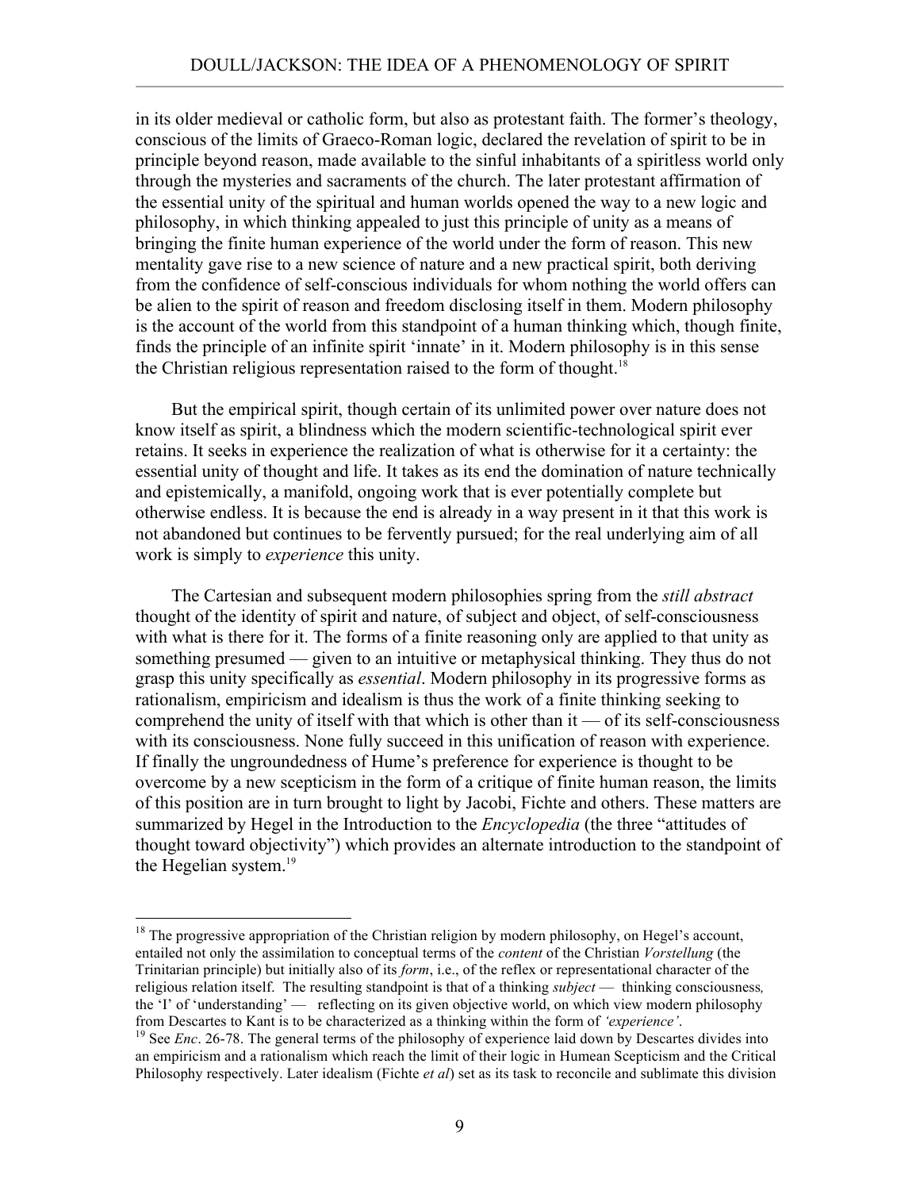in its older medieval or catholic form, but also as protestant faith. The former's theology, conscious of the limits of Graeco-Roman logic, declared the revelation of spirit to be in principle beyond reason, made available to the sinful inhabitants of a spiritless world only through the mysteries and sacraments of the church. The later protestant affirmation of the essential unity of the spiritual and human worlds opened the way to a new logic and philosophy, in which thinking appealed to just this principle of unity as a means of bringing the finite human experience of the world under the form of reason. This new mentality gave rise to a new science of nature and a new practical spirit, both deriving from the confidence of self-conscious individuals for whom nothing the world offers can be alien to the spirit of reason and freedom disclosing itself in them. Modern philosophy is the account of the world from this standpoint of a human thinking which, though finite, finds the principle of an infinite spirit 'innate' in it. Modern philosophy is in this sense the Christian religious representation raised to the form of thought.[18]

But the empirical spirit, though certain of its unlimited power over nature does not know itself as spirit, a blindness which the modern scientific-technological spirit ever retains. It seeks in experience the realization of what is otherwise for it a certainty: the essential unity of thought and life. It takes as its end the domination of nature technically and epistemically, a manifold, ongoing work that is ever potentially complete but otherwise endless. It is because the end is already in a way present in it that this work is not abandoned but continues to be fervently pursued; for the real underlying aim of all work is simply to *experience* this unity.

The Cartesian and subsequent modern philosophies spring from the *still abstract* thought of the identity of spirit and nature, of subject and object, of self-consciousness with what is there for it. The forms of a finite reasoning only are applied to that unity as something presumed — given to an intuitive or metaphysical thinking. They thus do not grasp this unity specifically as *essential*. Modern philosophy in its progressive forms as rationalism, empiricism and idealism is thus the work of a finite thinking seeking to comprehend the unity of itself with that which is other than it — of its self-consciousness with its consciousness. None fully succeed in this unification of reason with experience. If finally the ungroundedness of Hume's preference for experience is thought to be overcome by a new scepticism in the form of a critique of finite human reason, the limits of this position are in turn brought to light by Jacobi, Fichte and others. These matters are summarized by Hegel in the Introduction to the *Encyclopedia* (the three "attitudes of thought toward objectivity") which provides an alternate introduction to the standpoint of the Hegelian system.[19]

---

[18] The progressive appropriation of the Christian religion by modern philosophy, on Hegel's account, entailed not only the assimilation to conceptual terms of the *content* of the Christian *Vorstellung* (the Trinitarian principle) but initially also of its *form*, i.e., of the reflex or representational character of the religious relation itself. The resulting standpoint is that of a thinking *subject* — thinking consciousness, the 'I' of 'understanding' — reflecting on its given objective world, on which view modern philosophy from Descartes to Kant is to be characterized as a thinking within the form of *'experience'*.

[19] See *Enc*. 26-78. The general terms of the philosophy of experience laid down by Descartes divides into an empiricism and a rationalism which reach the limit of their logic in Humean Scepticism and the Critical Philosophy respectively. Later idealism (Fichte *et al*) set as its task to reconcile and sublimate this division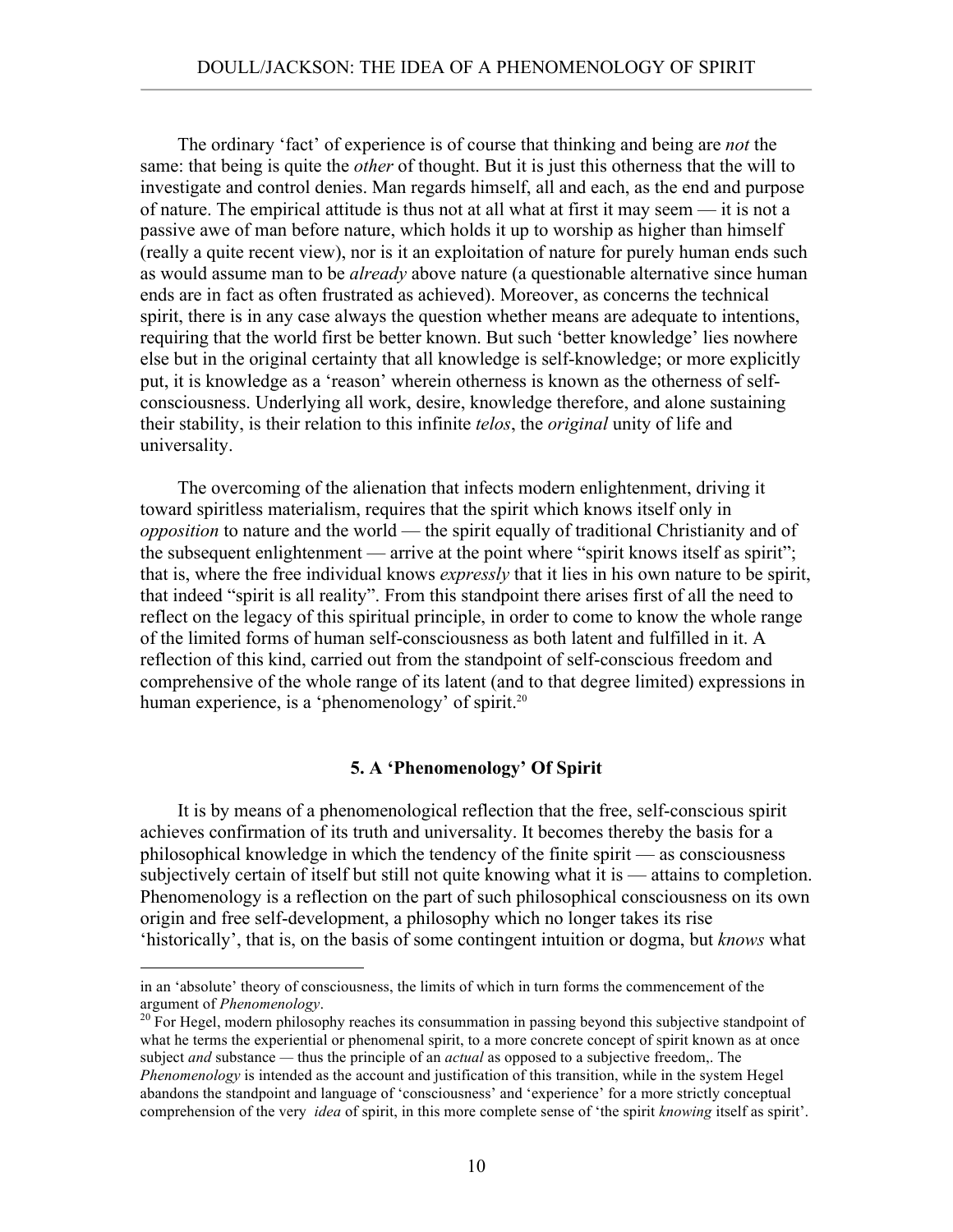The ordinary 'fact' of experience is of course that thinking and being are *not* the same: that being is quite the *other* of thought. But it is just this otherness that the will to investigate and control denies. Man regards himself, all and each, as the end and purpose of nature. The empirical attitude is thus not at all what at first it may seem — it is not a passive awe of man before nature, which holds it up to worship as higher than himself (really a quite recent view), nor is it an exploitation of nature for purely human ends such as would assume man to be *already* above nature (a questionable alternative since human ends are in fact as often frustrated as achieved). Moreover, as concerns the technical spirit, there is in any case always the question whether means are adequate to intentions, requiring that the world first be better known. But such 'better knowledge' lies nowhere else but in the original certainty that all knowledge is self-knowledge; or more explicitly put, it is knowledge as a 'reason' wherein otherness is known as the otherness of self-consciousness. Underlying all work, desire, knowledge therefore, and alone sustaining their stability, is their relation to this infinite *telos*, the *original* unity of life and universality.

The overcoming of the alienation that infects modern enlightenment, driving it toward spiritless materialism, requires that the spirit which knows itself only in *opposition* to nature and the world — the spirit equally of traditional Christianity and of the subsequent enlightenment — arrive at the point where "spirit knows itself as spirit"; that is, where the free individual knows *expressly* that it lies in his own nature to be spirit, that indeed "spirit is all reality". From this standpoint there arises first of all the need to reflect on the legacy of this spiritual principle, in order to come to know the whole range of the limited forms of human self-consciousness as both latent and fulfilled in it. A reflection of this kind, carried out from the standpoint of self-conscious freedom and comprehensive of the whole range of its latent (and to that degree limited) expressions in human experience, is a 'phenomenology' of spirit.[20]

## 5. A 'Phenomenology' Of Spirit

It is by means of a phenomenological reflection that the free, self-conscious spirit achieves confirmation of its truth and universality. It becomes thereby the basis for a philosophical knowledge in which the tendency of the finite spirit — as consciousness subjectively certain of itself but still not quite knowing what it is — attains to completion. Phenomenology is a reflection on the part of such philosophical consciousness on its own origin and free self-development, a philosophy which no longer takes its rise 'historically', that is, on the basis of some contingent intuition or dogma, but *knows* what

---

in an 'absolute' theory of consciousness, the limits of which in turn forms the commencement of the argument of *Phenomenology*.

[20] For Hegel, modern philosophy reaches its consummation in passing beyond this subjective standpoint of what he terms the experiential or phenomenal spirit, to a more concrete concept of spirit known as at once subject *and* substance — thus the principle of an *actual* as opposed to a subjective freedom,. The *Phenomenology* is intended as the account and justification of this transition, while in the system Hegel abandons the standpoint and language of 'consciousness' and 'experience' for a more strictly conceptual comprehension of the very *idea* of spirit, in this more complete sense of 'the spirit *knowing* itself as spirit'.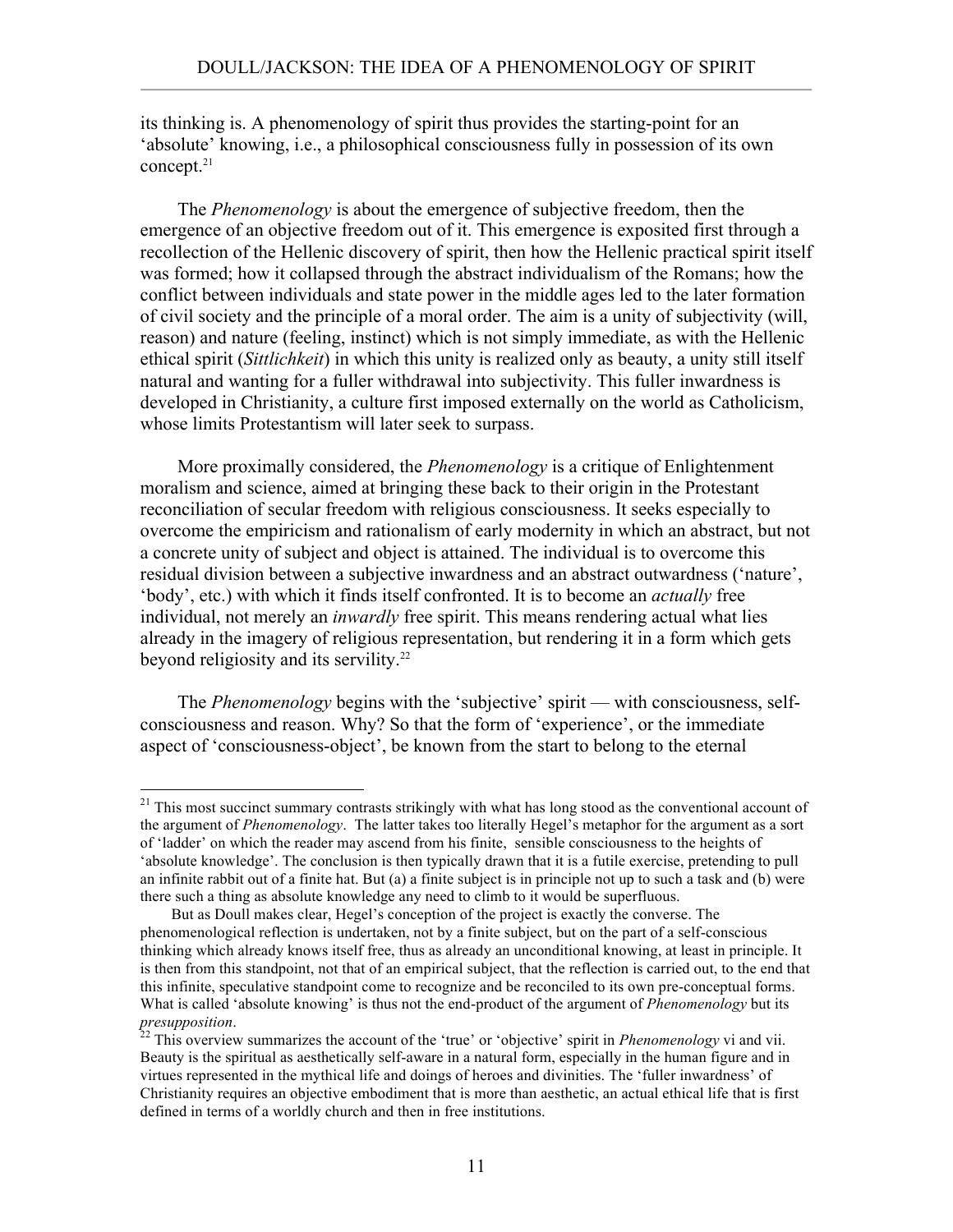its thinking is. A phenomenology of spirit thus provides the starting-point for an 'absolute' knowing, i.e., a philosophical consciousness fully in possession of its own concept.[21]

The *Phenomenology* is about the emergence of subjective freedom, then the emergence of an objective freedom out of it. This emergence is exposited first through a recollection of the Hellenic discovery of spirit, then how the Hellenic practical spirit itself was formed; how it collapsed through the abstract individualism of the Romans; how the conflict between individuals and state power in the middle ages led to the later formation of civil society and the principle of a moral order. The aim is a unity of subjectivity (will, reason) and nature (feeling, instinct) which is not simply immediate, as with the Hellenic ethical spirit (*Sittlichkeit*) in which this unity is realized only as beauty, a unity still itself natural and wanting for a fuller withdrawal into subjectivity. This fuller inwardness is developed in Christianity, a culture first imposed externally on the world as Catholicism, whose limits Protestantism will later seek to surpass.

More proximally considered, the *Phenomenology* is a critique of Enlightenment moralism and science, aimed at bringing these back to their origin in the Protestant reconciliation of secular freedom with religious consciousness. It seeks especially to overcome the empiricism and rationalism of early modernity in which an abstract, but not a concrete unity of subject and object is attained. The individual is to overcome this residual division between a subjective inwardness and an abstract outwardness ('nature', 'body', etc.) with which it finds itself confronted. It is to become an *actually* free individual, not merely an *inwardly* free spirit. This means rendering actual what lies already in the imagery of religious representation, but rendering it in a form which gets beyond religiosity and its servility.[22]

The *Phenomenology* begins with the 'subjective' spirit — with consciousness, self-consciousness and reason. Why? So that the form of 'experience', or the immediate aspect of 'consciousness-object', be known from the start to belong to the eternal

---

[21] This most succinct summary contrasts strikingly with what has long stood as the conventional account of the argument of *Phenomenology*. The latter takes too literally Hegel's metaphor for the argument as a sort of 'ladder' on which the reader may ascend from his finite, sensible consciousness to the heights of 'absolute knowledge'. The conclusion is then typically drawn that it is a futile exercise, pretending to pull an infinite rabbit out of a finite hat. But (a) a finite subject is in principle not up to such a task and (b) were there such a thing as absolute knowledge any need to climb to it would be superfluous.

But as Doull makes clear, Hegel's conception of the project is exactly the converse. The phenomenological reflection is undertaken, not by a finite subject, but on the part of a self-conscious thinking which already knows itself free, thus as already an unconditional knowing, at least in principle. It is then from this standpoint, not that of an empirical subject, that the reflection is carried out, to the end that this infinite, speculative standpoint come to recognize and be reconciled to its own pre-conceptual forms. What is called 'absolute knowing' is thus not the end-product of the argument of *Phenomenology* but its *presupposition*.

[22] This overview summarizes the account of the 'true' or 'objective' spirit in *Phenomenology* vi and vii. Beauty is the spiritual as aesthetically self-aware in a natural form, especially in the human figure and in virtues represented in the mythical life and doings of heroes and divinities. The 'fuller inwardness' of Christianity requires an objective embodiment that is more than aesthetic, an actual ethical life that is first defined in terms of a worldly church and then in free institutions.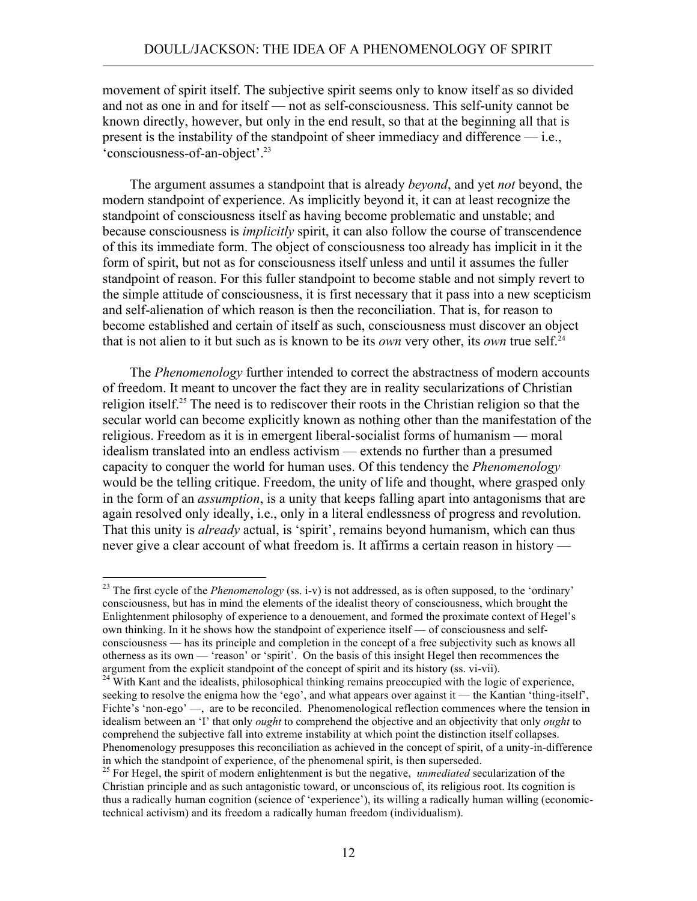movement of spirit itself. The subjective spirit seems only to know itself as so divided and not as one in and for itself — not as self-consciousness. This self-unity cannot be known directly, however, but only in the end result, so that at the beginning all that is present is the instability of the standpoint of sheer immediacy and difference — i.e., 'consciousness-of-an-object'.[23]

The argument assumes a standpoint that is already *beyond*, and yet *not* beyond, the modern standpoint of experience. As implicitly beyond it, it can at least recognize the standpoint of consciousness itself as having become problematic and unstable; and because consciousness is *implicitly* spirit, it can also follow the course of transcendence of this its immediate form. The object of consciousness too already has implicit in it the form of spirit, but not as for consciousness itself unless and until it assumes the fuller standpoint of reason. For this fuller standpoint to become stable and not simply revert to the simple attitude of consciousness, it is first necessary that it pass into a new scepticism and self-alienation of which reason is then the reconciliation. That is, for reason to become established and certain of itself as such, consciousness must discover an object that is not alien to it but such as is known to be its *own* very other, its *own* true self.[24]

The *Phenomenology* further intended to correct the abstractness of modern accounts of freedom. It meant to uncover the fact they are in reality secularizations of Christian religion itself.[25] The need is to rediscover their roots in the Christian religion so that the secular world can become explicitly known as nothing other than the manifestation of the religious. Freedom as it is in emergent liberal-socialist forms of humanism — moral idealism translated into an endless activism — extends no further than a presumed capacity to conquer the world for human uses. Of this tendency the *Phenomenology* would be the telling critique. Freedom, the unity of life and thought, where grasped only in the form of an *assumption*, is a unity that keeps falling apart into antagonisms that are again resolved only ideally, i.e., only in a literal endlessness of progress and revolution. That this unity is *already* actual, is 'spirit', remains beyond humanism, which can thus never give a clear account of what freedom is. It affirms a certain reason in history —

---

[23] The first cycle of the *Phenomenology* (ss. i-v) is not addressed, as is often supposed, to the 'ordinary' consciousness, but has in mind the elements of the idealist theory of consciousness, which brought the Enlightenment philosophy of experience to a denouement, and formed the proximate context of Hegel's own thinking. In it he shows how the standpoint of experience itself — of consciousness and self-consciousness — has its principle and completion in the concept of a free subjectivity such as knows all otherness as its own — 'reason' or 'spirit'. On the basis of this insight Hegel then recommences the argument from the explicit standpoint of the concept of spirit and its history (ss. vi-vii).

[24] With Kant and the idealists, philosophical thinking remains preoccupied with the logic of experience, seeking to resolve the enigma how the 'ego', and what appears over against it — the Kantian 'thing-itself', Fichte's 'non-ego' —, are to be reconciled. Phenomenological reflection commences where the tension in idealism between an 'I' that only *ought* to comprehend the objective and an objectivity that only *ought* to comprehend the subjective fall into extreme instability at which point the distinction itself collapses. Phenomenology presupposes this reconciliation as achieved in the concept of spirit, of a unity-in-difference in which the standpoint of experience, of the phenomenal spirit, is then superseded.

[25] For Hegel, the spirit of modern enlightenment is but the negative, *unmediated* secularization of the Christian principle and as such antagonistic toward, or unconscious of, its religious root. Its cognition is thus a radically human cognition (science of 'experience'), its willing a radically human willing (economic-technical activism) and its freedom a radically human freedom (individualism).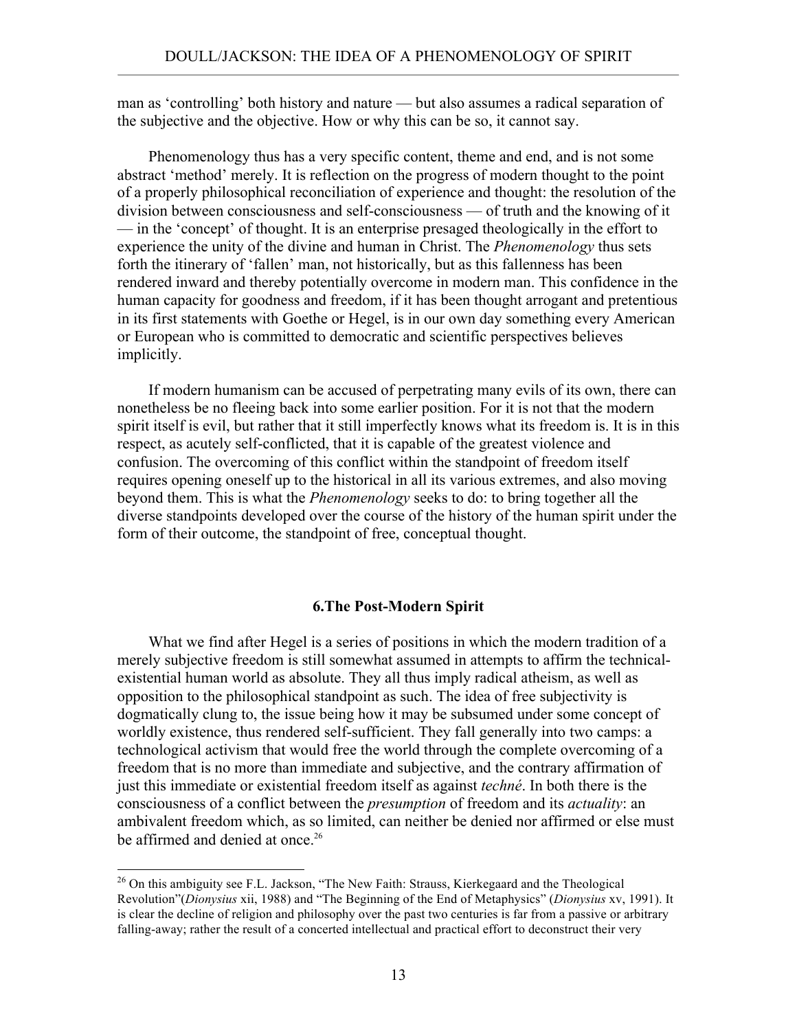man as 'controlling' both history and nature — but also assumes a radical separation of the subjective and the objective. How or why this can be so, it cannot say.

Phenomenology thus has a very specific content, theme and end, and is not some abstract 'method' merely. It is reflection on the progress of modern thought to the point of a properly philosophical reconciliation of experience and thought: the resolution of the division between consciousness and self-consciousness — of truth and the knowing of it — in the 'concept' of thought. It is an enterprise presaged theologically in the effort to experience the unity of the divine and human in Christ. The *Phenomenology* thus sets forth the itinerary of 'fallen' man, not historically, but as this fallenness has been rendered inward and thereby potentially overcome in modern man. This confidence in the human capacity for goodness and freedom, if it has been thought arrogant and pretentious in its first statements with Goethe or Hegel, is in our own day something every American or European who is committed to democratic and scientific perspectives believes implicitly.

If modern humanism can be accused of perpetrating many evils of its own, there can nonetheless be no fleeing back into some earlier position. For it is not that the modern spirit itself is evil, but rather that it still imperfectly knows what its freedom is. It is in this respect, as acutely self-conflicted, that it is capable of the greatest violence and confusion. The overcoming of this conflict within the standpoint of freedom itself requires opening oneself up to the historical in all its various extremes, and also moving beyond them. This is what the *Phenomenology* seeks to do: to bring together all the diverse standpoints developed over the course of the history of the human spirit under the form of their outcome, the standpoint of free, conceptual thought.

## 6.The Post-Modern Spirit

What we find after Hegel is a series of positions in which the modern tradition of a merely subjective freedom is still somewhat assumed in attempts to affirm the technical-existential human world as absolute. They all thus imply radical atheism, as well as opposition to the philosophical standpoint as such. The idea of free subjectivity is dogmatically clung to, the issue being how it may be subsumed under some concept of worldly existence, thus rendered self-sufficient. They fall generally into two camps: a technological activism that would free the world through the complete overcoming of a freedom that is no more than immediate and subjective, and the contrary affirmation of just this immediate or existential freedom itself as against *techné*. In both there is the consciousness of a conflict between the *presumption* of freedom and its *actuality*: an ambivalent freedom which, as so limited, can neither be denied nor affirmed or else must be affirmed and denied at once.[26]

[26] On this ambiguity see F.L. Jackson, "The New Faith: Strauss, Kierkegaard and the Theological Revolution"(*Dionysius* xii, 1988) and "The Beginning of the End of Metaphysics" (*Dionysius* xv, 1991). It is clear the decline of religion and philosophy over the past two centuries is far from a passive or arbitrary falling-away; rather the result of a concerted intellectual and practical effort to deconstruct their very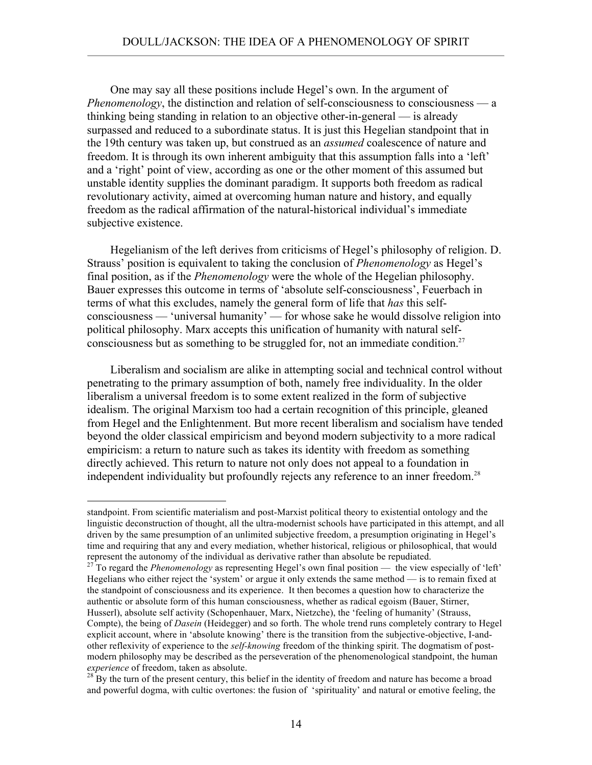One may say all these positions include Hegel's own. In the argument of *Phenomenology*, the distinction and relation of self-consciousness to consciousness — a thinking being standing in relation to an objective other-in-general — is already surpassed and reduced to a subordinate status. It is just this Hegelian standpoint that in the 19th century was taken up, but construed as an *assumed* coalescence of nature and freedom. It is through its own inherent ambiguity that this assumption falls into a 'left' and a 'right' point of view, according as one or the other moment of this assumed but unstable identity supplies the dominant paradigm. It supports both freedom as radical revolutionary activity, aimed at overcoming human nature and history, and equally freedom as the radical affirmation of the natural-historical individual's immediate subjective existence.

Hegelianism of the left derives from criticisms of Hegel's philosophy of religion. D. Strauss' position is equivalent to taking the conclusion of *Phenomenology* as Hegel's final position, as if the *Phenomenology* were the whole of the Hegelian philosophy. Bauer expresses this outcome in terms of 'absolute self-consciousness', Feuerbach in terms of what this excludes, namely the general form of life that *has* this self-consciousness — 'universal humanity' — for whose sake he would dissolve religion into political philosophy. Marx accepts this unification of humanity with natural self-consciousness but as something to be struggled for, not an immediate condition.[27]

Liberalism and socialism are alike in attempting social and technical control without penetrating to the primary assumption of both, namely free individuality. In the older liberalism a universal freedom is to some extent realized in the form of subjective idealism. The original Marxism too had a certain recognition of this principle, gleaned from Hegel and the Enlightenment. But more recent liberalism and socialism have tended beyond the older classical empiricism and beyond modern subjectivity to a more radical empiricism: a return to nature such as takes its identity with freedom as something directly achieved. This return to nature not only does not appeal to a foundation in independent individuality but profoundly rejects any reference to an inner freedom.[28]

---

standpoint. From scientific materialism and post-Marxist political theory to existential ontology and the linguistic deconstruction of thought, all the ultra-modernist schools have participated in this attempt, and all driven by the same presumption of an unlimited subjective freedom, a presumption originating in Hegel's time and requiring that any and every mediation, whether historical, religious or philosophical, that would represent the autonomy of the individual as derivative rather than absolute be repudiated.

[27] To regard the *Phenomenology* as representing Hegel's own final position — the view especially of 'left' Hegelians who either reject the 'system' or argue it only extends the same method — is to remain fixed at the standpoint of consciousness and its experience. It then becomes a question how to characterize the authentic or absolute form of this human consciousness, whether as radical egoism (Bauer, Stirner, Husserl), absolute self activity (Schopenhauer, Marx, Nietzche), the 'feeling of humanity' (Strauss, Compte), the being of *Dasein* (Heidegger) and so forth. The whole trend runs completely contrary to Hegel explicit account, where in 'absolute knowing' there is the transition from the subjective-objective, I-and-other reflexivity of experience to the *self-knowing* freedom of the thinking spirit. The dogmatism of post-modern philosophy may be described as the perseveration of the phenomenological standpoint, the human *experience* of freedom, taken as absolute.

[28] By the turn of the present century, this belief in the identity of freedom and nature has become a broad and powerful dogma, with cultic overtones: the fusion of 'spirituality' and natural or emotive feeling, the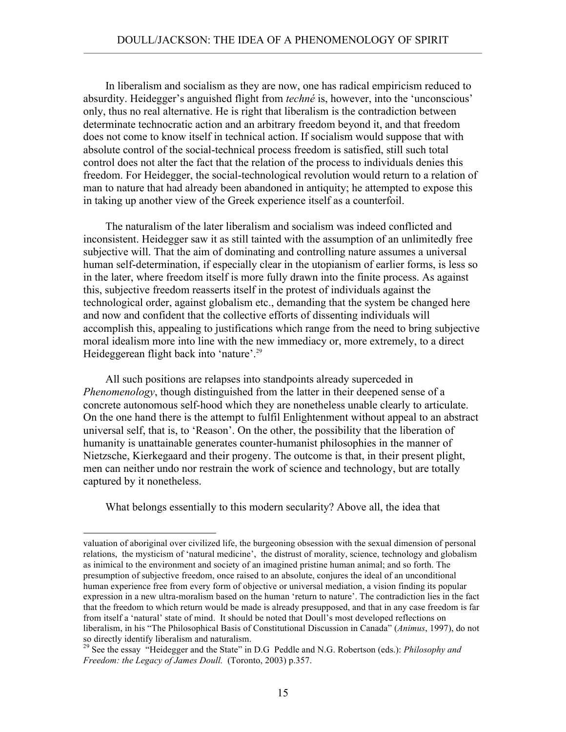In liberalism and socialism as they are now, one has radical empiricism reduced to absurdity. Heidegger's anguished flight from *techné* is, however, into the 'unconscious' only, thus no real alternative. He is right that liberalism is the contradiction between determinate technocratic action and an arbitrary freedom beyond it, and that freedom does not come to know itself in technical action. If socialism would suppose that with absolute control of the social-technical process freedom is satisfied, still such total control does not alter the fact that the relation of the process to individuals denies this freedom. For Heidegger, the social-technological revolution would return to a relation of man to nature that had already been abandoned in antiquity; he attempted to expose this in taking up another view of the Greek experience itself as a counterfoil.

The naturalism of the later liberalism and socialism was indeed conflicted and inconsistent. Heidegger saw it as still tainted with the assumption of an unlimitedly free subjective will. That the aim of dominating and controlling nature assumes a universal human self-determination, if especially clear in the utopianism of earlier forms, is less so in the later, where freedom itself is more fully drawn into the finite process. As against this, subjective freedom reasserts itself in the protest of individuals against the technological order, against globalism etc., demanding that the system be changed here and now and confident that the collective efforts of dissenting individuals will accomplish this, appealing to justifications which range from the need to bring subjective moral idealism more into line with the new immediacy or, more extremely, to a direct Heideggerean flight back into 'nature'.[29]

All such positions are relapses into standpoints already superceded in *Phenomenology*, though distinguished from the latter in their deepened sense of a concrete autonomous self-hood which they are nonetheless unable clearly to articulate. On the one hand there is the attempt to fulfil Enlightenment without appeal to an abstract universal self, that is, to 'Reason'. On the other, the possibility that the liberation of humanity is unattainable generates counter-humanist philosophies in the manner of Nietzsche, Kierkegaard and their progeny. The outcome is that, in their present plight, men can neither undo nor restrain the work of science and technology, but are totally captured by it nonetheless.

What belongs essentially to this modern secularity? Above all, the idea that

---

valuation of aboriginal over civilized life, the burgeoning obsession with the sexual dimension of personal relations, the mysticism of 'natural medicine', the distrust of morality, science, technology and globalism as inimical to the environment and society of an imagined pristine human animal; and so forth. The presumption of subjective freedom, once raised to an absolute, conjures the ideal of an unconditional human experience free from every form of objective or universal mediation, a vision finding its popular expression in a new ultra-moralism based on the human 'return to nature'. The contradiction lies in the fact that the freedom to which return would be made is already presupposed, and that in any case freedom is far from itself a 'natural' state of mind. It should be noted that Doull's most developed reflections on liberalism, in his "The Philosophical Basis of Constitutional Discussion in Canada" (*Animus*, 1997), do not so directly identify liberalism and naturalism.

[29] See the essay "Heidegger and the State" in D.G Peddle and N.G. Robertson (eds.): *Philosophy and Freedom: the Legacy of James Doull.* (Toronto, 2003) p.357.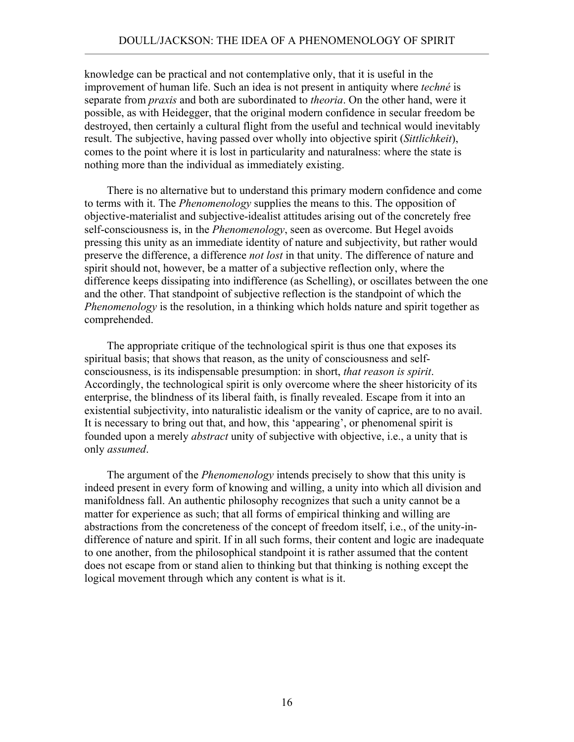knowledge can be practical and not contemplative only, that it is useful in the improvement of human life. Such an idea is not present in antiquity where *techné* is separate from *praxis* and both are subordinated to *theoria*. On the other hand, were it possible, as with Heidegger, that the original modern confidence in secular freedom be destroyed, then certainly a cultural flight from the useful and technical would inevitably result. The subjective, having passed over wholly into objective spirit (*Sittlichkeit*), comes to the point where it is lost in particularity and naturalness: where the state is nothing more than the individual as immediately existing.

There is no alternative but to understand this primary modern confidence and come to terms with it. The *Phenomenology* supplies the means to this. The opposition of objective-materialist and subjective-idealist attitudes arising out of the concretely free self-consciousness is, in the *Phenomenology*, seen as overcome. But Hegel avoids pressing this unity as an immediate identity of nature and subjectivity, but rather would preserve the difference, a difference *not lost* in that unity. The difference of nature and spirit should not, however, be a matter of a subjective reflection only, where the difference keeps dissipating into indifference (as Schelling), or oscillates between the one and the other. That standpoint of subjective reflection is the standpoint of which the *Phenomenology* is the resolution, in a thinking which holds nature and spirit together as comprehended.

The appropriate critique of the technological spirit is thus one that exposes its spiritual basis; that shows that reason, as the unity of consciousness and self-consciousness, is its indispensable presumption: in short, *that reason is spirit*. Accordingly, the technological spirit is only overcome where the sheer historicity of its enterprise, the blindness of its liberal faith, is finally revealed. Escape from it into an existential subjectivity, into naturalistic idealism or the vanity of caprice, are to no avail. It is necessary to bring out that, and how, this 'appearing', or phenomenal spirit is founded upon a merely *abstract* unity of subjective with objective, i.e., a unity that is only *assumed*.

The argument of the *Phenomenology* intends precisely to show that this unity is indeed present in every form of knowing and willing, a unity into which all division and manifoldness fall. An authentic philosophy recognizes that such a unity cannot be a matter for experience as such; that all forms of empirical thinking and willing are abstractions from the concreteness of the concept of freedom itself, i.e., of the unity-in-difference of nature and spirit. If in all such forms, their content and logic are inadequate to one another, from the philosophical standpoint it is rather assumed that the content does not escape from or stand alien to thinking but that thinking is nothing except the logical movement through which any content is what is it.